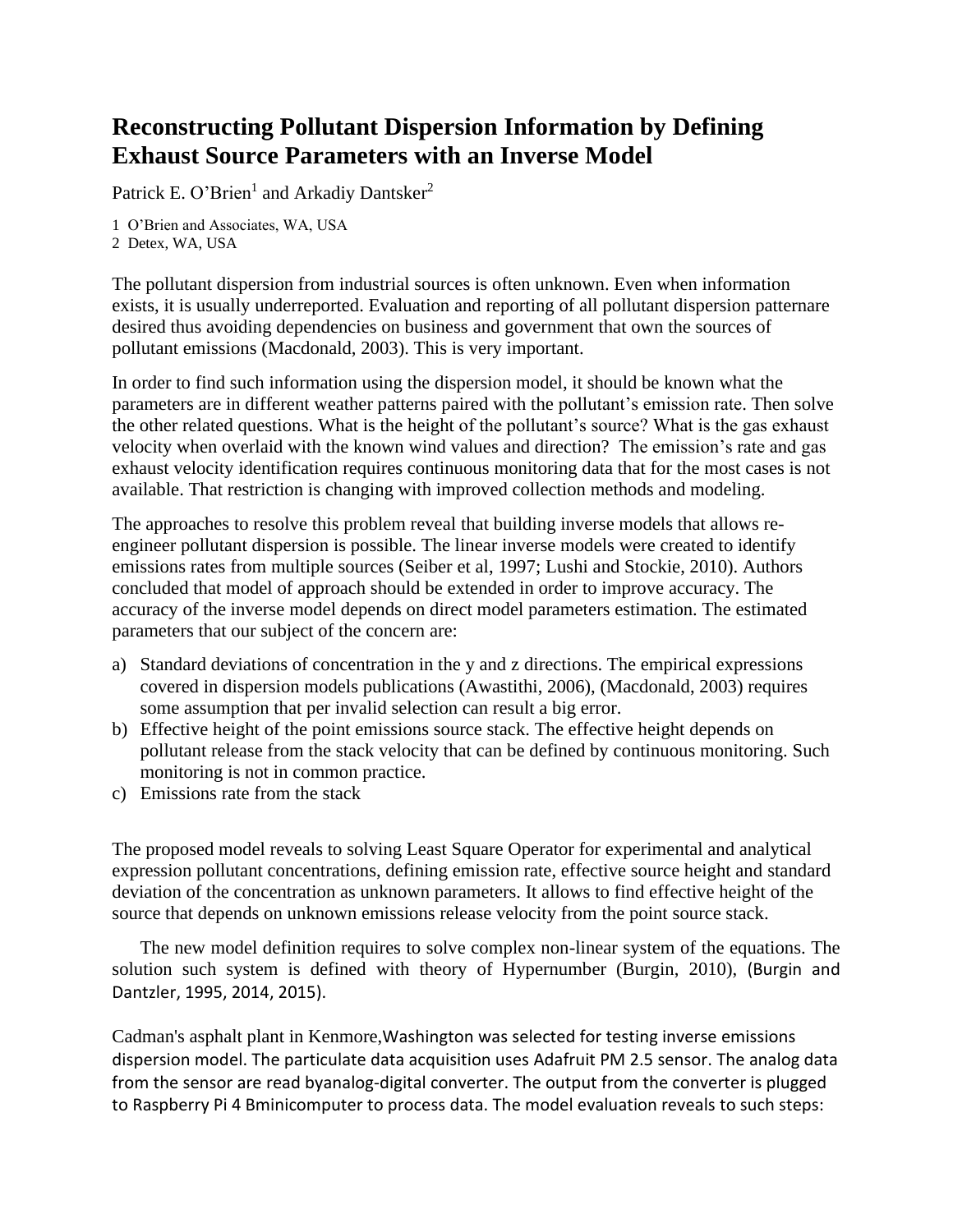# Reconstructing Pollutant Dispersion Information by Defining Exhaust Source Parameters with an Inverse Model

Patrick E. O'Brien[1] and Arkadiy Dantsker[2]

1 O'Brien and Associates, WA, USA
2 Detex, WA, USA

The pollutant dispersion from industrial sources is often unknown. Even when information exists, it is usually underreported. Evaluation and reporting of all pollutant dispersion patternare desired thus avoiding dependencies on business and government that own the sources of pollutant emissions (Macdonald, 2003). This is very important.

In order to find such information using the dispersion model, it should be known what the parameters are in different weather patterns paired with the pollutant's emission rate. Then solve the other related questions. What is the height of the pollutant's source? What is the gas exhaust velocity when overlaid with the known wind values and direction? The emission's rate and gas exhaust velocity identification requires continuous monitoring data that for the most cases is not available. That restriction is changing with improved collection methods and modeling.

The approaches to resolve this problem reveal that building inverse models that allows re-engineer pollutant dispersion is possible. The linear inverse models were created to identify emissions rates from multiple sources (Seiber et al, 1997; Lushi and Stockie, 2010). Authors concluded that model of approach should be extended in order to improve accuracy. The accuracy of the inverse model depends on direct model parameters estimation. The estimated parameters that our subject of the concern are:

a) Standard deviations of concentration in the y and z directions. The empirical expressions covered in dispersion models publications (Awastithi, 2006), (Macdonald, 2003) requires some assumption that per invalid selection can result a big error.
b) Effective height of the point emissions source stack. The effective height depends on pollutant release from the stack velocity that can be defined by continuous monitoring. Such monitoring is not in common practice.
c) Emissions rate from the stack

The proposed model reveals to solving Least Square Operator for experimental and analytical expression pollutant concentrations, defining emission rate, effective source height and standard deviation of the concentration as unknown parameters. It allows to find effective height of the source that depends on unknown emissions release velocity from the point source stack.

The new model definition requires to solve complex non-linear system of the equations. The solution such system is defined with theory of Hypernumber (Burgin, 2010), (Burgin and Dantzler, 1995, 2014, 2015).

Cadman's asphalt plant in Kenmore,Washington was selected for testing inverse emissions dispersion model. The particulate data acquisition uses Adafruit PM 2.5 sensor. The analog data from the sensor are read byanalog-digital converter. The output from the converter is plugged to Raspberry Pi 4 Bminicomputer to process data. The model evaluation reveals to such steps: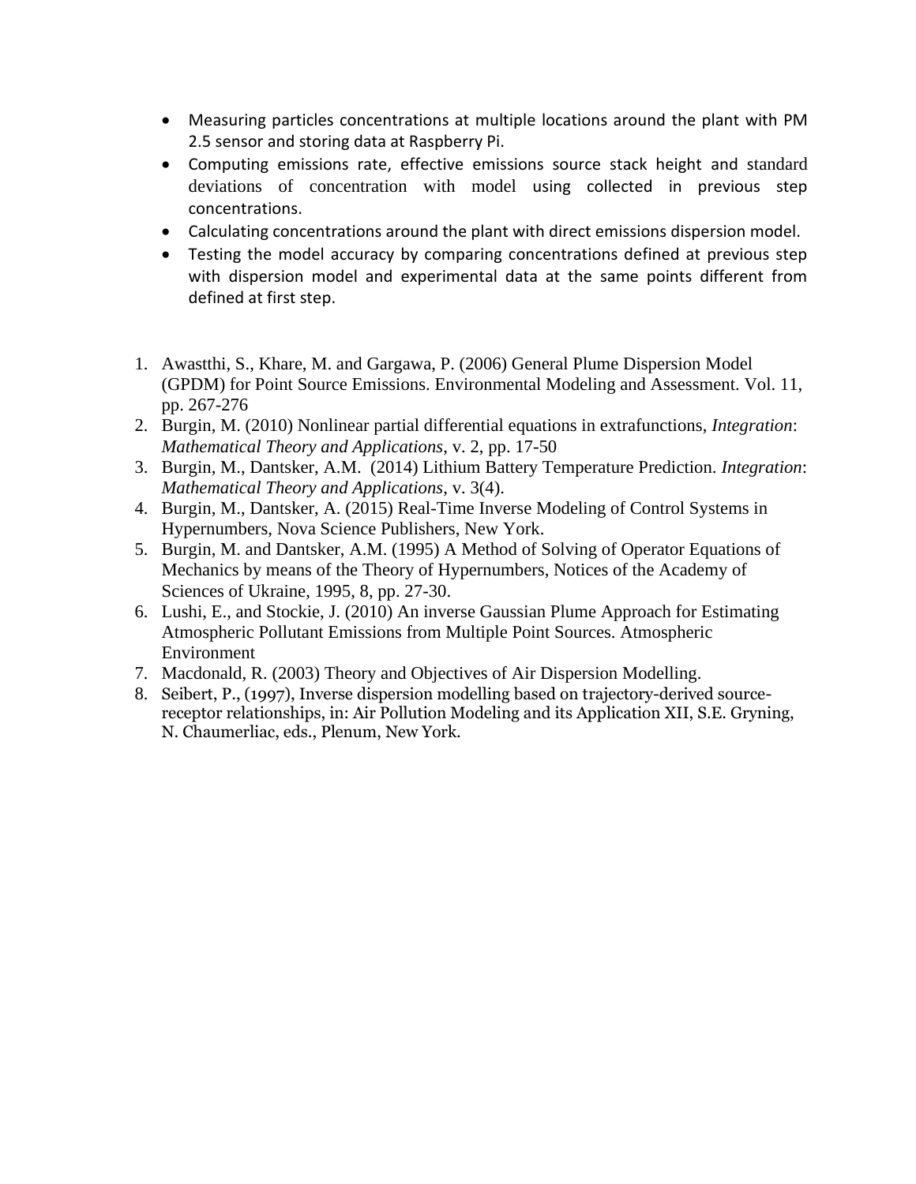- Measuring particles concentrations at multiple locations around the plant with PM 2.5 sensor and storing data at Raspberry Pi.
- Computing emissions rate, effective emissions source stack height and standard deviations of concentration with model using collected in previous step concentrations.
- Calculating concentrations around the plant with direct emissions dispersion model.
- Testing the model accuracy by comparing concentrations defined at previous step with dispersion model and experimental data at the same points different from defined at first step.

1. Awastthi, S., Khare, M. and Gargawa, P. (2006) General Plume Dispersion Model (GPDM) for Point Source Emissions. Environmental Modeling and Assessment. Vol. 11, pp. 267-276
2. Burgin, M. (2010) Nonlinear partial differential equations in extrafunctions, *Integration*: *Mathematical Theory and Applications*, v. 2, pp. 17-50
3. Burgin, M., Dantsker, A.M. (2014) Lithium Battery Temperature Prediction. *Integration*: *Mathematical Theory and Applications*, v. 3(4).
4. Burgin, M., Dantsker, A. (2015) Real-Time Inverse Modeling of Control Systems in Hypernumbers, Nova Science Publishers, New York.
5. Burgin, M. and Dantsker, A.M. (1995) A Method of Solving of Operator Equations of Mechanics by means of the Theory of Hypernumbers, Notices of the Academy of Sciences of Ukraine, 1995, 8, pp. 27-30.
6. Lushi, E., and Stockie, J. (2010) An inverse Gaussian Plume Approach for Estimating Atmospheric Pollutant Emissions from Multiple Point Sources. Atmospheric Environment
7. Macdonald, R. (2003) Theory and Objectives of Air Dispersion Modelling.
8. Seibert, P., (1997), Inverse dispersion modelling based on trajectory-derived source-receptor relationships, in: Air Pollution Modeling and its Application XII, S.E. Gryning, N. Chaumerliac, eds., Plenum, New York.